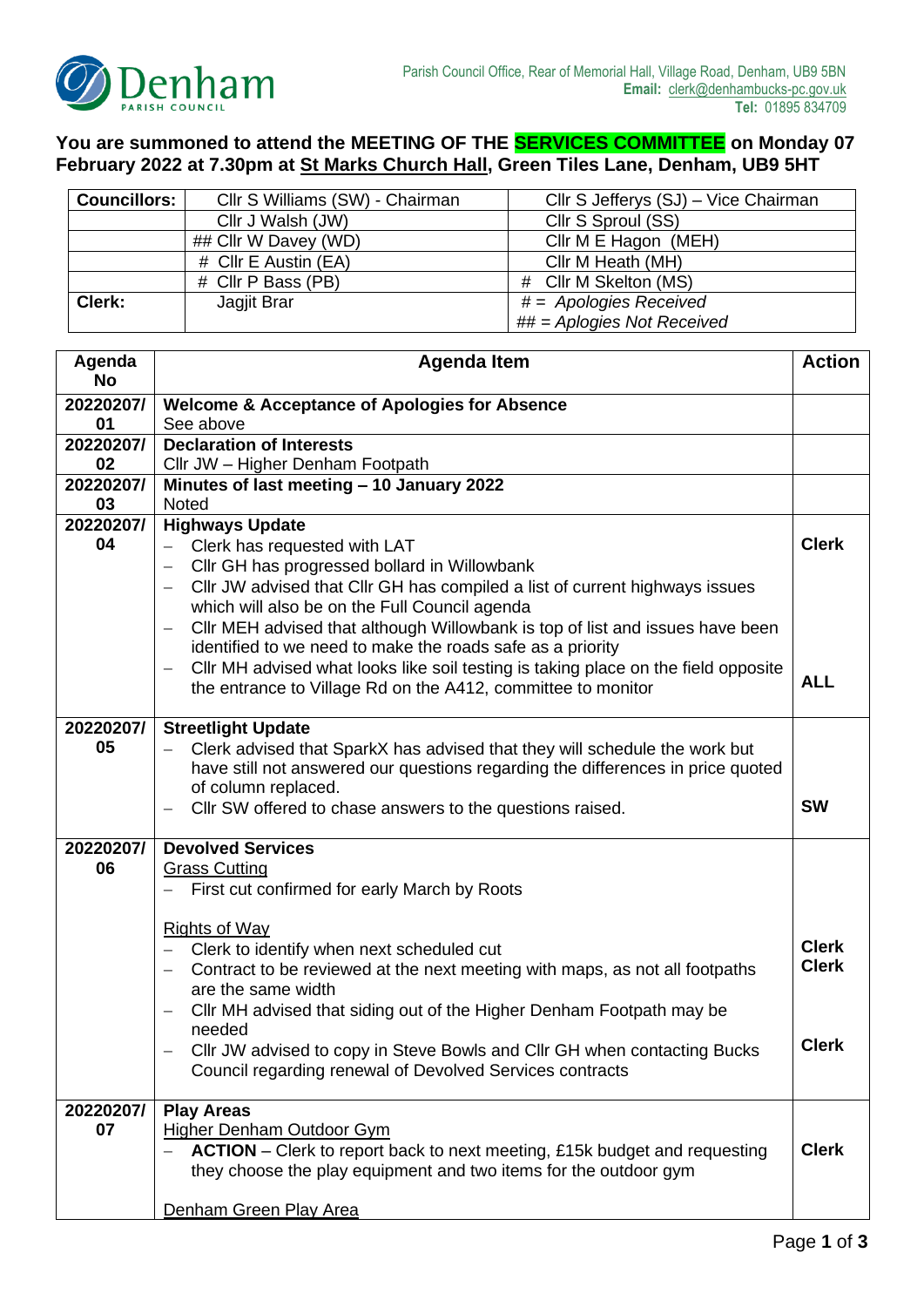Denham PARISH COUNCIL

Parish Council Office, Rear of Memorial Hall, Village Road, Denham, UB9 5BN
**Email:** clerk@denhambucks-pc.gov.uk
**Tel:** 01895 834709

**You are summoned to attend the MEETING OF THE SERVICES COMMITTEE on Monday 07 February 2022 at 7.30pm at St Marks Church Hall, Green Tiles Lane, Denham, UB9 5HT**

| **Councillors:** | Cllr S Williams (SW) - Chairman | Cllr S Jefferys (SJ) – Vice Chairman |
|---|---|---|
| | Cllr J Walsh (JW) | Cllr S Sproul (SS) |
| | ## Cllr W Davey (WD) | Cllr M E Hagon (MEH) |
| | # Cllr E Austin (EA) | Cllr M Heath (MH) |
| | # Cllr P Bass (PB) | # Cllr M Skelton (MS) |
| **Clerk:** | Jagjit Brar | *# = Apologies Received*<br>*## = Aplogies Not Received* |

| Agenda No | Agenda Item | Action |
|---|---|---|
| 20220207/ 01 | **Welcome & Acceptance of Apologies for Absence**<br>See above | |
| 20220207/ 02 | **Declaration of Interests**<br>Cllr JW – Higher Denham Footpath | |
| 20220207/ 03 | **Minutes of last meeting – 10 January 2022**<br>Noted | |
| 20220207/ 04 | **Highways Update**<br>– Clerk has requested with LAT<br>– Cllr GH has progressed bollard in Willowbank<br>– Cllr JW advised that Cllr GH has compiled a list of current highways issues which will also be on the Full Council agenda<br>– Cllr MEH advised that although Willowbank is top of list and issues have been identified to we need to make the roads safe as a priority<br>– Cllr MH advised what looks like soil testing is taking place on the field opposite the entrance to Village Rd on the A412, committee to monitor | **Clerk**<br><br><br><br><br>**ALL** |
| 20220207/ 05 | **Streetlight Update**<br>– Clerk advised that SparkX has advised that they will schedule the work but have still not answered our questions regarding the differences in price quoted of column replaced.<br>– Cllr SW offered to chase answers to the questions raised. | <br><br><br>**SW** |
| 20220207/ 06 | **Devolved Services**<br>Grass Cutting<br>– First cut confirmed for early March by Roots<br><br>Rights of Way<br>– Clerk to identify when next scheduled cut<br>– Contract to be reviewed at the next meeting with maps, as not all footpaths are the same width<br>– Cllr MH advised that siding out of the Higher Denham Footpath may be needed<br>– Cllr JW advised to copy in Steve Bowls and Cllr GH when contacting Bucks Council regarding renewal of Devolved Services contracts | <br><br><br><br>**Clerk**<br>**Clerk**<br><br><br>**Clerk** |
| 20220207/ 07 | **Play Areas**<br>Higher Denham Outdoor Gym<br>– **ACTION** – Clerk to report back to next meeting, £15k budget and requesting they choose the play equipment and two items for the outdoor gym<br><br>Denham Green Play Area | <br><br>**Clerk** |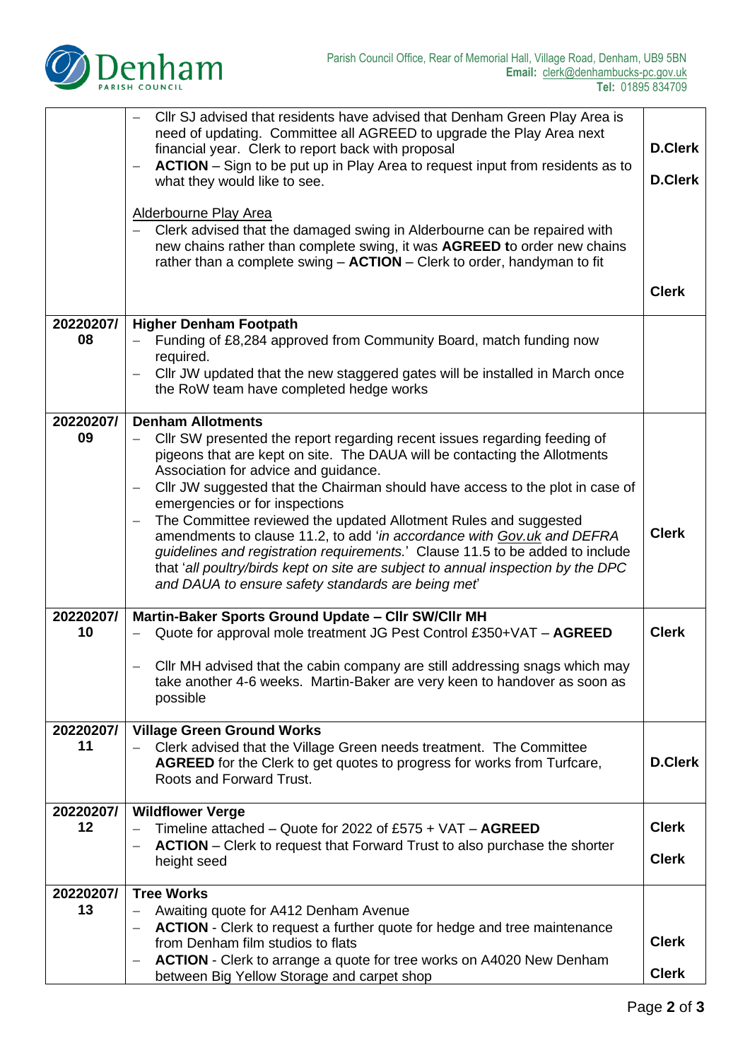| | | |
|---|---|---|
| | – Cllr SJ advised that residents have advised that Denham Green Play Area is need of updating. Committee all AGREED to upgrade the Play Area next financial year. Clerk to report back with proposal<br>– **ACTION** – Sign to be put up in Play Area to request input from residents as to what they would like to see.<br><br><u>Alderbourne Play Area</u><br>– Clerk advised that the damaged swing in Alderbourne can be repaired with new chains rather than complete swing, it was **AGREED t**o order new chains rather than a complete swing – **ACTION** – Clerk to order, handyman to fit | **D.Clerk**<br><br>**D.Clerk**<br><br><br><br><br>**Clerk** |
| **20220207/ 08** | **Higher Denham Footpath**<br>– Funding of £8,284 approved from Community Board, match funding now required.<br>– Cllr JW updated that the new staggered gates will be installed in March once the RoW team have completed hedge works | |
| **20220207/ 09** | **Denham Allotments**<br>– Cllr SW presented the report regarding recent issues regarding feeding of pigeons that are kept on site. The DAUA will be contacting the Allotments Association for advice and guidance.<br>– Cllr JW suggested that the Chairman should have access to the plot in case of emergencies or for inspections<br>– The Committee reviewed the updated Allotment Rules and suggested amendments to clause 11.2, to add '*in accordance with <u>Gov.uk</u> and DEFRA guidelines and registration requirements.*' Clause 11.5 to be added to include that '*all poultry/birds kept on site are subject to annual inspection by the DPC and DAUA to ensure safety standards are being met*' | **Clerk** |
| **20220207/ 10** | **Martin-Baker Sports Ground Update – Cllr SW/Cllr MH**<br>– Quote for approval mole treatment JG Pest Control £350+VAT – **AGREED**<br><br>– Cllr MH advised that the cabin company are still addressing snags which may take another 4-6 weeks. Martin-Baker are very keen to handover as soon as possible | **Clerk** |
| **20220207/ 11** | **Village Green Ground Works**<br>– Clerk advised that the Village Green needs treatment. The Committee **AGREED** for the Clerk to get quotes to progress for works from Turfcare, Roots and Forward Trust. | **D.Clerk** |
| **20220207/ 12** | **Wildflower Verge**<br>– Timeline attached – Quote for 2022 of £575 + VAT – **AGREED**<br>– **ACTION** – Clerk to request that Forward Trust to also purchase the shorter height seed | **Clerk**<br><br>**Clerk** |
| **20220207/ 13** | **Tree Works**<br>– Awaiting quote for A412 Denham Avenue<br>– **ACTION** - Clerk to request a further quote for hedge and tree maintenance from Denham film studios to flats<br>– **ACTION** - Clerk to arrange a quote for tree works on A4020 New Denham between Big Yellow Storage and carpet shop | <br><br>**Clerk**<br><br>**Clerk** |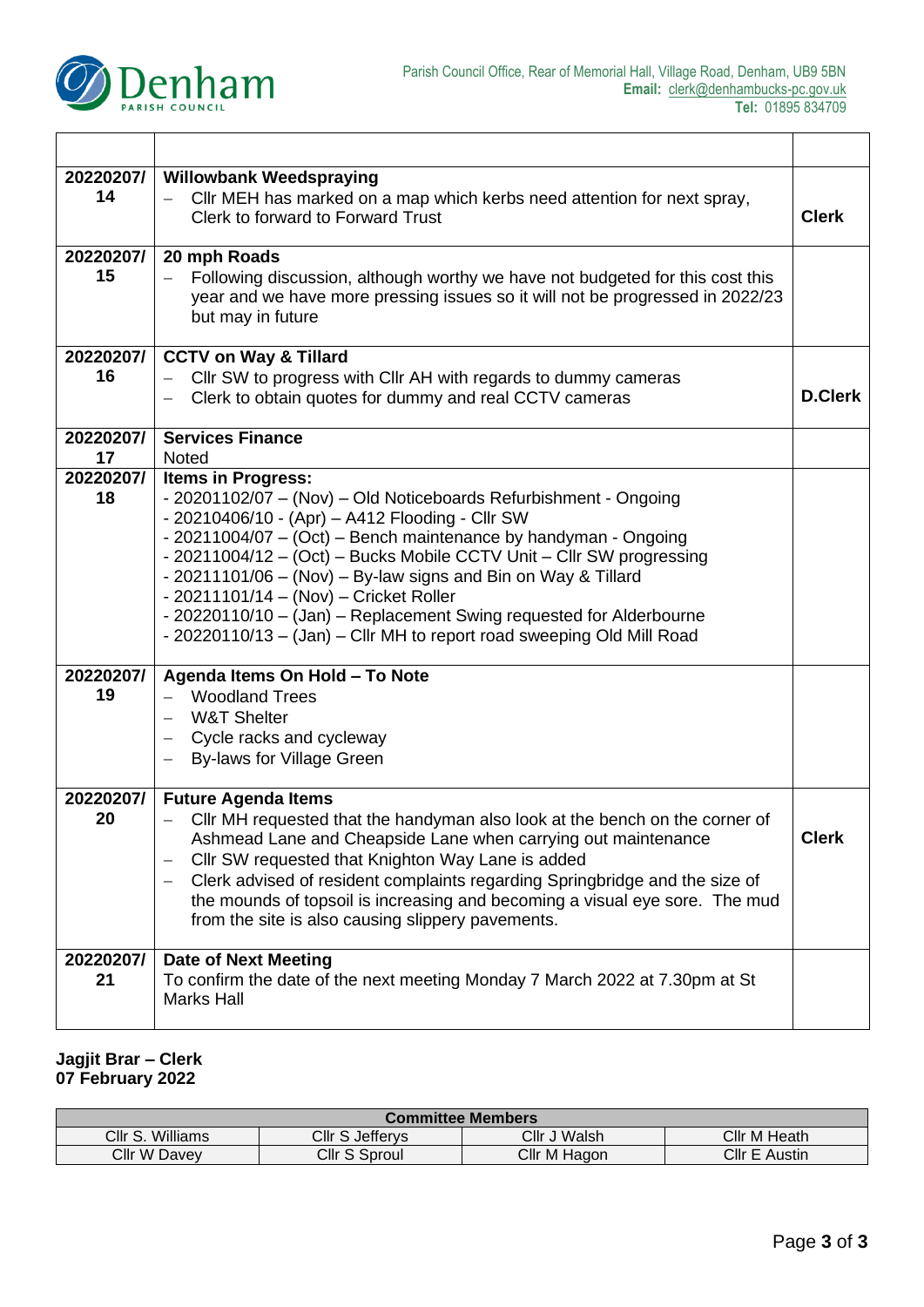Parish Council Office, Rear of Memorial Hall, Village Road, Denham, UB9 5BN
**Email:** clerk@denhambucks-pc.gov.uk
**Tel:** 01895 834709

| | | |
|---|---|---|
| | | |
| **20220207/ 14** | **Willowbank Weedspraying**<br>– Cllr MEH has marked on a map which kerbs need attention for next spray, Clerk to forward to Forward Trust | **Clerk** |
| **20220207/ 15** | **20 mph Roads**<br>– Following discussion, although worthy we have not budgeted for this cost this year and we have more pressing issues so it will not be progressed in 2022/23 but may in future | |
| **20220207/ 16** | **CCTV on Way & Tillard**<br>– Cllr SW to progress with Cllr AH with regards to dummy cameras<br>– Clerk to obtain quotes for dummy and real CCTV cameras | **D.Clerk** |
| **20220207/ 17** | **Services Finance**<br>Noted | |
| **20220207/ 18** | **Items in Progress:**<br>- 20201102/07 – (Nov) – Old Noticeboards Refurbishment - Ongoing<br>- 20210406/10 - (Apr) – A412 Flooding - Cllr SW<br>- 20211004/07 – (Oct) – Bench maintenance by handyman - Ongoing<br>- 20211004/12 – (Oct) – Bucks Mobile CCTV Unit – Cllr SW progressing<br>- 20211101/06 – (Nov) – By-law signs and Bin on Way & Tillard<br>- 20211101/14 – (Nov) – Cricket Roller<br>- 20220110/10 – (Jan) – Replacement Swing requested for Alderbourne<br>- 20220110/13 – (Jan) – Cllr MH to report road sweeping Old Mill Road | |
| **20220207/ 19** | **Agenda Items On Hold – To Note**<br>– Woodland Trees<br>– W&T Shelter<br>– Cycle racks and cycleway<br>– By-laws for Village Green | |
| **20220207/ 20** | **Future Agenda Items**<br>– Cllr MH requested that the handyman also look at the bench on the corner of Ashmead Lane and Cheapside Lane when carrying out maintenance<br>– Cllr SW requested that Knighton Way Lane is added<br>– Clerk advised of resident complaints regarding Springbridge and the size of the mounds of topsoil is increasing and becoming a visual eye sore. The mud from the site is also causing slippery pavements. | **Clerk** |
| **20220207/ 21** | **Date of Next Meeting**<br>To confirm the date of the next meeting Monday 7 March 2022 at 7.30pm at St Marks Hall | |

**Jagjit Brar – Clerk**
**07 February 2022**

| **Committee Members** | | | |
|---|---|---|---|
| Cllr S. Williams | Cllr S Jefferys | Cllr J Walsh | Cllr M Heath |
| Cllr W Davey | Cllr S Sproul | Cllr M Hagon | Cllr E Austin |